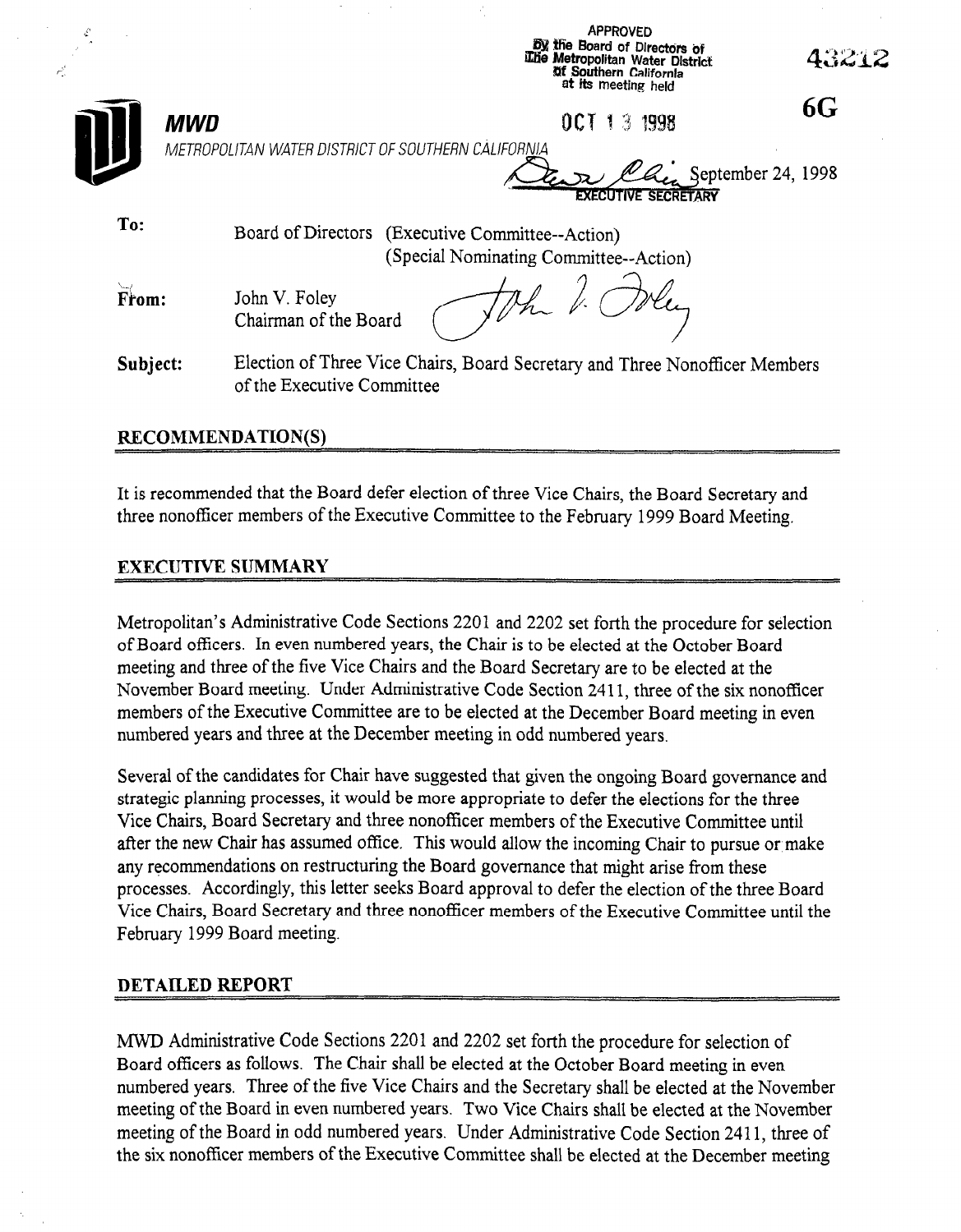APPROVED
By the Board of Directors of
The Metropolitan Water District
of Southern California
at its meeting held

OCT 13 1998

EXECUTIVE SECRETARY

43212

6G

**MWD**

*METROPOLITAN WATER DISTRICT OF SOUTHERN CALIFORNIA*

September 24, 1998

**To:** Board of Directors (Executive Committee--Action)
(Special Nominating Committee--Action)

**From:** John V. Foley
Chairman of the Board

**Subject:** Election of Three Vice Chairs, Board Secretary and Three Nonofficer Members of the Executive Committee

## RECOMMENDATION(S)

It is recommended that the Board defer election of three Vice Chairs, the Board Secretary and three nonofficer members of the Executive Committee to the February 1999 Board Meeting.

## EXECUTIVE SUMMARY

Metropolitan's Administrative Code Sections 2201 and 2202 set forth the procedure for selection of Board officers. In even numbered years, the Chair is to be elected at the October Board meeting and three of the five Vice Chairs and the Board Secretary are to be elected at the November Board meeting. Under Administrative Code Section 2411, three of the six nonofficer members of the Executive Committee are to be elected at the December Board meeting in even numbered years and three at the December meeting in odd numbered years.

Several of the candidates for Chair have suggested that given the ongoing Board governance and strategic planning processes, it would be more appropriate to defer the elections for the three Vice Chairs, Board Secretary and three nonofficer members of the Executive Committee until after the new Chair has assumed office. This would allow the incoming Chair to pursue or make any recommendations on restructuring the Board governance that might arise from these processes. Accordingly, this letter seeks Board approval to defer the election of the three Board Vice Chairs, Board Secretary and three nonofficer members of the Executive Committee until the February 1999 Board meeting.

## DETAILED REPORT

MWD Administrative Code Sections 2201 and 2202 set forth the procedure for selection of Board officers as follows. The Chair shall be elected at the October Board meeting in even numbered years. Three of the five Vice Chairs and the Secretary shall be elected at the November meeting of the Board in even numbered years. Two Vice Chairs shall be elected at the November meeting of the Board in odd numbered years. Under Administrative Code Section 2411, three of the six nonofficer members of the Executive Committee shall be elected at the December meeting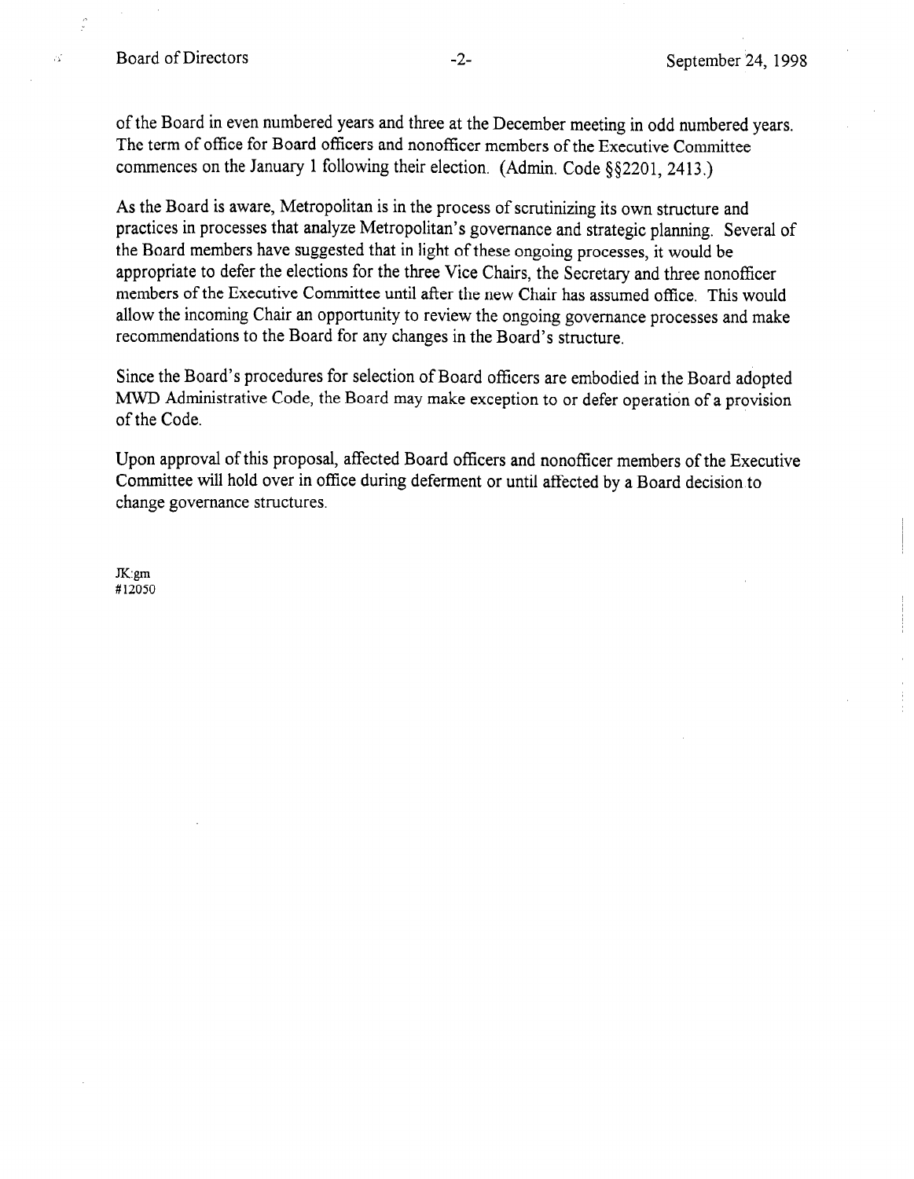of the Board in even numbered years and three at the December meeting in odd numbered years. The term of office for Board officers and nonofficer members of the Executive Committee commences on the January 1 following their election. (Admin. Code §§2201, 2413.)

As the Board is aware, Metropolitan is in the process of scrutinizing its own structure and practices in processes that analyze Metropolitan's governance and strategic planning. Several of the Board members have suggested that in light of these ongoing processes, it would be appropriate to defer the elections for the three Vice Chairs, the Secretary and three nonofficer members of the Executive Committee until after the new Chair has assumed office. This would allow the incoming Chair an opportunity to review the ongoing governance processes and make recommendations to the Board for any changes in the Board's structure.

Since the Board's procedures for selection of Board officers are embodied in the Board adopted MWD Administrative Code, the Board may make exception to or defer operation of a provision of the Code.

Upon approval of this proposal, affected Board officers and nonofficer members of the Executive Committee will hold over in office during deferment or until affected by a Board decision to change governance structures.

JK:gm
#12050